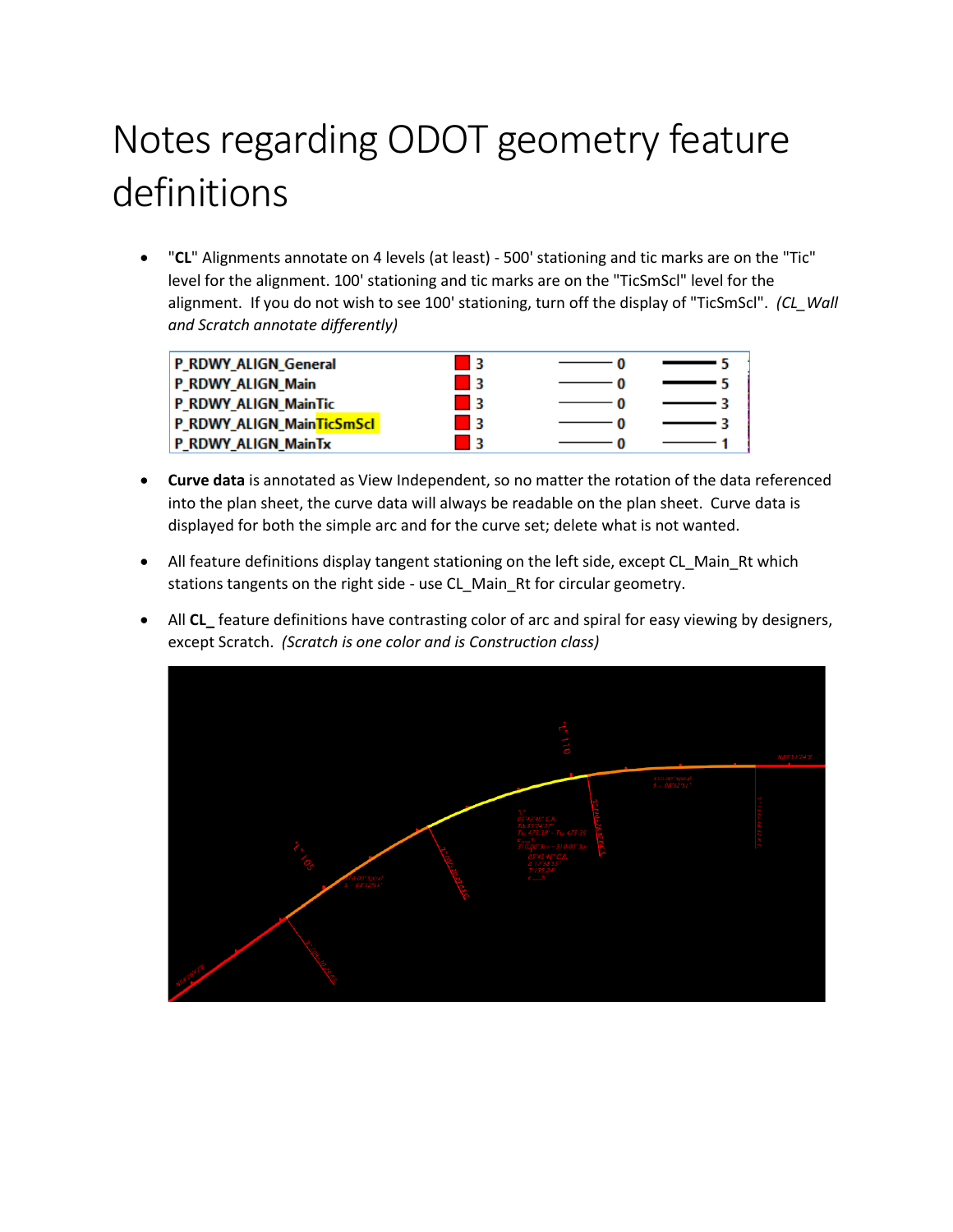# Notes regarding ODOT geometry feature definitions

- "**CL**" Alignments annotate on 4 levels (at least) - 500' stationing and tic marks are on the "Tic" level for the alignment. 100' stationing and tic marks are on the "TicSmScl" level for the alignment. If you do not wish to see 100' stationing, turn off the display of "TicSmScl". *(CL_Wall and Scratch annotate differently)*

| | | | |
|---|---|---|---|
| P_RDWY_ALIGN_General | 3 | 0 | 5 |
| P_RDWY_ALIGN_Main | 3 | 0 | 5 |
| P_RDWY_ALIGN_MainTic | 3 | 0 | 3 |
| P_RDWY_ALIGN_MainTicSmScl | 3 | 0 | 3 |
| P_RDWY_ALIGN_MainTx | 3 | 0 | 1 |

- **Curve data** is annotated as View Independent, so no matter the rotation of the data referenced into the plan sheet, the curve data will always be readable on the plan sheet. Curve data is displayed for both the simple arc and for the curve set; delete what is not wanted.

- All feature definitions display tangent stationing on the left side, except CL_Main_Rt which stations tangents on the right side - use CL_Main_Rt for circular geometry.

- All **CL_** feature definitions have contrasting color of arc and spiral for easy viewing by designers, except Scratch. *(Scratch is one color and is Construction class)*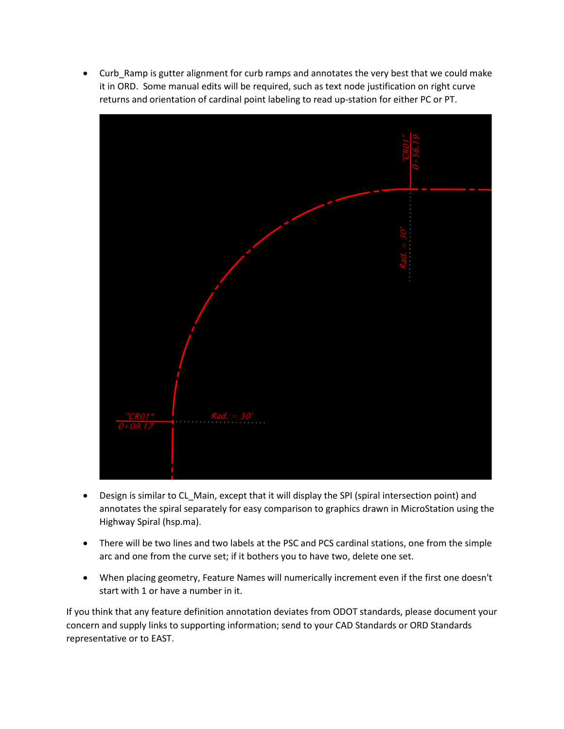- Curb_Ramp is gutter alignment for curb ramps and annotates the very best that we could make it in ORD. Some manual edits will be required, such as text node justification on right curve returns and orientation of cardinal point labeling to read up-station for either PC or PT.

"CR01"
0+56.19
Rad. = 30'
"CR01"
0+09.17
Rad. = 30'

- Design is similar to CL_Main, except that it will display the SPI (spiral intersection point) and annotates the spiral separately for easy comparison to graphics drawn in MicroStation using the Highway Spiral (hsp.ma).

- There will be two lines and two labels at the PSC and PCS cardinal stations, one from the simple arc and one from the curve set; if it bothers you to have two, delete one set.

- When placing geometry, Feature Names will numerically increment even if the first one doesn't start with 1 or have a number in it.

If you think that any feature definition annotation deviates from ODOT standards, please document your concern and supply links to supporting information; send to your CAD Standards or ORD Standards representative or to EAST.